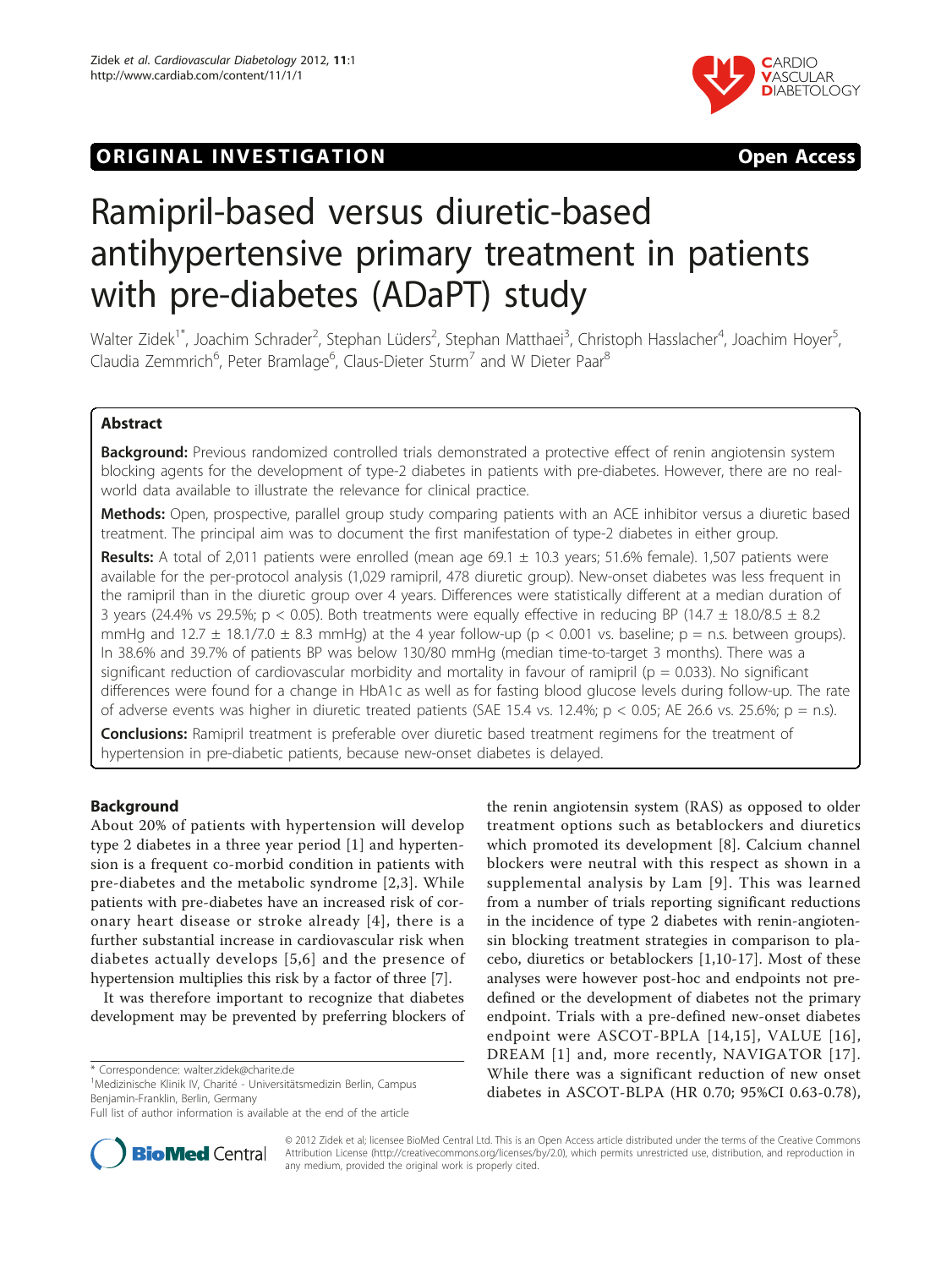ORIGINAL INVESTIGATION — Open Access

# Ramipril-based versus diuretic-based antihypertensive primary treatment in patients with pre-diabetes (ADaPT) study

Walter Zidek[1*], Joachim Schrader[2], Stephan Lüders[2], Stephan Matthaei[3], Christoph Hasslacher[4], Joachim Hoyer[5], Claudia Zemmrich[6], Peter Bramlage[6], Claus-Dieter Sturm[7] and W Dieter Paar[8]

## Abstract

**Background:** Previous randomized controlled trials demonstrated a protective effect of renin angiotensin system blocking agents for the development of type-2 diabetes in patients with pre-diabetes. However, there are no real-world data available to illustrate the relevance for clinical practice.

**Methods:** Open, prospective, parallel group study comparing patients with an ACE inhibitor versus a diuretic based treatment. The principal aim was to document the first manifestation of type-2 diabetes in either group.

**Results:** A total of 2,011 patients were enrolled (mean age 69.1 ± 10.3 years; 51.6% female). 1,507 patients were available for the per-protocol analysis (1,029 ramipril, 478 diuretic group). New-onset diabetes was less frequent in the ramipril than in the diuretic group over 4 years. Differences were statistically different at a median duration of 3 years (24.4% vs 29.5%; $p < 0.05$). Both treatments were equally effective in reducing BP (14.7 ± 18.0/8.5 ± 8.2 mmHg and 12.7 ± 18.1/7.0 ± 8.3 mmHg) at the 4 year follow-up ($p < 0.001$ vs. baseline; p = n.s. between groups). In 38.6% and 39.7% of patients BP was below 130/80 mmHg (median time-to-target 3 months). There was a significant reduction of cardiovascular morbidity and mortality in favour of ramipril ($p = 0.033$). No significant differences were found for a change in HbA1c as well as for fasting blood glucose levels during follow-up. The rate of adverse events was higher in diuretic treated patients (SAE 15.4 vs. 12.4%; $p < 0.05$; AE 26.6 vs. 25.6%; p = n.s).

**Conclusions:** Ramipril treatment is preferable over diuretic based treatment regimens for the treatment of hypertension in pre-diabetic patients, because new-onset diabetes is delayed.

## Background

About 20% of patients with hypertension will develop type 2 diabetes in a three year period [1] and hypertension is a frequent co-morbid condition in patients with pre-diabetes and the metabolic syndrome [2,3]. While patients with pre-diabetes have an increased risk of coronary heart disease or stroke already [4], there is a further substantial increase in cardiovascular risk when diabetes actually develops [5,6] and the presence of hypertension multiplies this risk by a factor of three [7].

It was therefore important to recognize that diabetes development may be prevented by preferring blockers of the renin angiotensin system (RAS) as opposed to older treatment options such as betablockers and diuretics which promoted its development [8]. Calcium channel blockers were neutral with this respect as shown in a supplemental analysis by Lam [9]. This was learned from a number of trials reporting significant reductions in the incidence of type 2 diabetes with renin-angiotensin blocking treatment strategies in comparison to placebo, diuretics or betablockers [1,10-17]. Most of these analyses were however post-hoc and endpoints not predefined or the development of diabetes not the primary endpoint. Trials with a pre-defined new-onset diabetes endpoint were ASCOT-BPLA [14,15], VALUE [16], DREAM [1] and, more recently, NAVIGATOR [17]. While there was a significant reduction of new onset diabetes in ASCOT-BLPA (HR 0.70; 95%CI 0.63-0.78),

\* Correspondence: walter.zidek@charite.de
[1]Medizinische Klinik IV, Charité - Universitätsmedizin Berlin, Campus Benjamin-Franklin, Berlin, Germany
Full list of author information is available at the end of the article

© 2012 Zidek et al; licensee BioMed Central Ltd. This is an Open Access article distributed under the terms of the Creative Commons Attribution License (http://creativecommons.org/licenses/by/2.0), which permits unrestricted use, distribution, and reproduction in any medium, provided the original work is properly cited.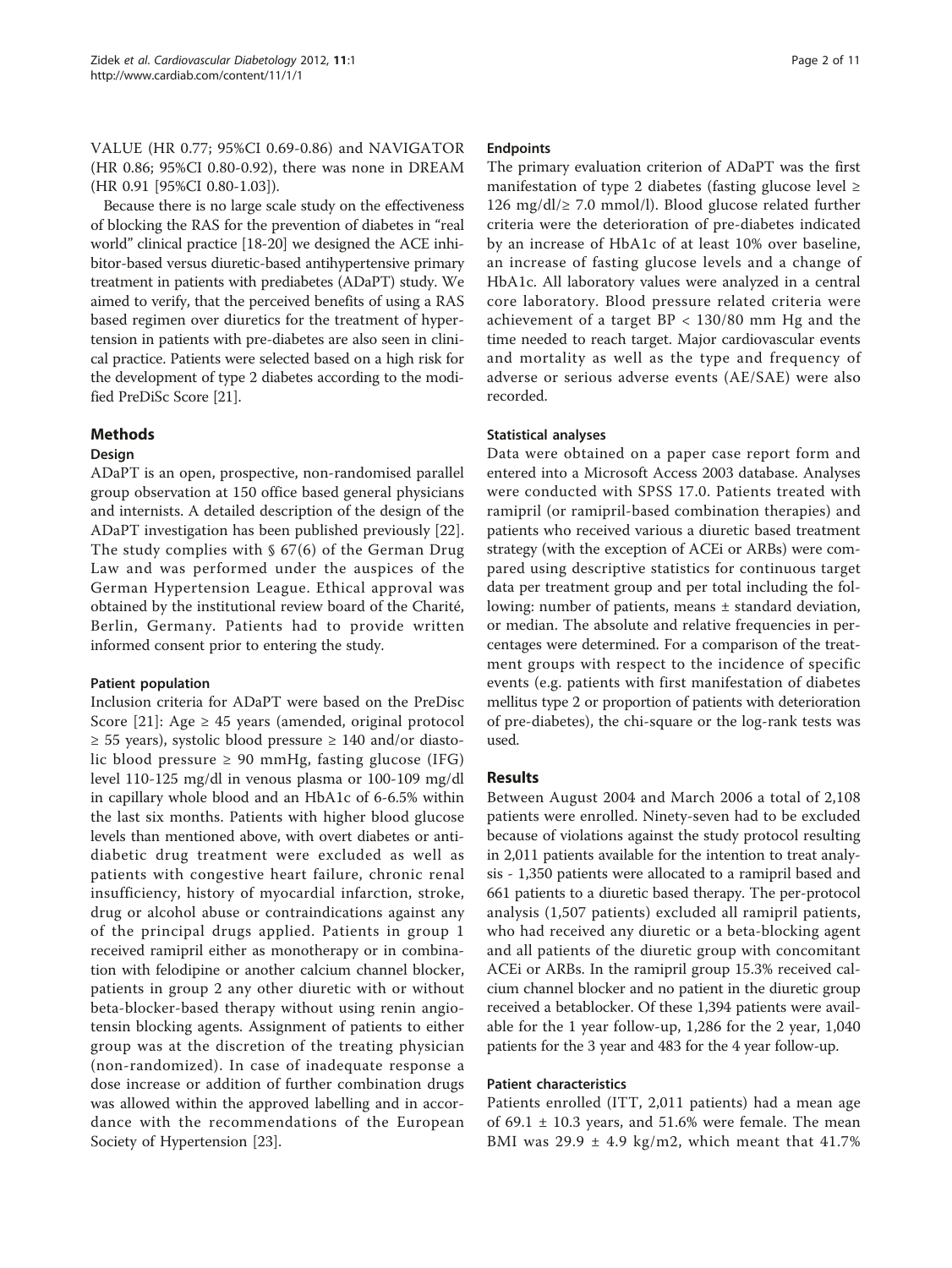VALUE (HR 0.77; 95%CI 0.69-0.86) and NAVIGATOR (HR 0.86; 95%CI 0.80-0.92), there was none in DREAM (HR 0.91 [95%CI 0.80-1.03]).

Because there is no large scale study on the effectiveness of blocking the RAS for the prevention of diabetes in "real world" clinical practice [18-20] we designed the ACE inhibitor-based versus diuretic-based antihypertensive primary treatment in patients with prediabetes (ADaPT) study. We aimed to verify, that the perceived benefits of using a RAS based regimen over diuretics for the treatment of hypertension in patients with pre-diabetes are also seen in clinical practice. Patients were selected based on a high risk for the development of type 2 diabetes according to the modified PreDiSc Score [21].

## Methods

### Design

ADaPT is an open, prospective, non-randomised parallel group observation at 150 office based general physicians and internists. A detailed description of the design of the ADaPT investigation has been published previously [22]. The study complies with § 67(6) of the German Drug Law and was performed under the auspices of the German Hypertension League. Ethical approval was obtained by the institutional review board of the Charité, Berlin, Germany. Patients had to provide written informed consent prior to entering the study.

### Patient population

Inclusion criteria for ADaPT were based on the PreDisc Score [21]: Age ≥ 45 years (amended, original protocol ≥ 55 years), systolic blood pressure ≥ 140 and/or diastolic blood pressure ≥ 90 mmHg, fasting glucose (IFG) level 110-125 mg/dl in venous plasma or 100-109 mg/dl in capillary whole blood and an HbA1c of 6-6.5% within the last six months. Patients with higher blood glucose levels than mentioned above, with overt diabetes or antidiabetic drug treatment were excluded as well as patients with congestive heart failure, chronic renal insufficiency, history of myocardial infarction, stroke, drug or alcohol abuse or contraindications against any of the principal drugs applied. Patients in group 1 received ramipril either as monotherapy or in combination with felodipine or another calcium channel blocker, patients in group 2 any other diuretic with or without beta-blocker-based therapy without using renin angiotensin blocking agents. Assignment of patients to either group was at the discretion of the treating physician (non-randomized). In case of inadequate response a dose increase or addition of further combination drugs was allowed within the approved labelling and in accordance with the recommendations of the European Society of Hypertension [23].

### Endpoints

The primary evaluation criterion of ADaPT was the first manifestation of type 2 diabetes (fasting glucose level ≥ 126 mg/dl/≥ 7.0 mmol/l). Blood glucose related further criteria were the deterioration of pre-diabetes indicated by an increase of HbA1c of at least 10% over baseline, an increase of fasting glucose levels and a change of HbA1c. All laboratory values were analyzed in a central core laboratory. Blood pressure related criteria were achievement of a target BP < 130/80 mm Hg and the time needed to reach target. Major cardiovascular events and mortality as well as the type and frequency of adverse or serious adverse events (AE/SAE) were also recorded.

### Statistical analyses

Data were obtained on a paper case report form and entered into a Microsoft Access 2003 database. Analyses were conducted with SPSS 17.0. Patients treated with ramipril (or ramipril-based combination therapies) and patients who received various a diuretic based treatment strategy (with the exception of ACEi or ARBs) were compared using descriptive statistics for continuous target data per treatment group and per total including the following: number of patients, means ± standard deviation, or median. The absolute and relative frequencies in percentages were determined. For a comparison of the treatment groups with respect to the incidence of specific events (e.g. patients with first manifestation of diabetes mellitus type 2 or proportion of patients with deterioration of pre-diabetes), the chi-square or the log-rank tests was used.

## Results

Between August 2004 and March 2006 a total of 2,108 patients were enrolled. Ninety-seven had to be excluded because of violations against the study protocol resulting in 2,011 patients available for the intention to treat analysis - 1,350 patients were allocated to a ramipril based and 661 patients to a diuretic based therapy. The per-protocol analysis (1,507 patients) excluded all ramipril patients, who had received any diuretic or a beta-blocking agent and all patients of the diuretic group with concomitant ACEi or ARBs. In the ramipril group 15.3% received calcium channel blocker and no patient in the diuretic group received a betablocker. Of these 1,394 patients were available for the 1 year follow-up, 1,286 for the 2 year, 1,040 patients for the 3 year and 483 for the 4 year follow-up.

### Patient characteristics

Patients enrolled (ITT, 2,011 patients) had a mean age of 69.1 ± 10.3 years, and 51.6% were female. The mean BMI was 29.9 ± 4.9 kg/m2, which meant that 41.7%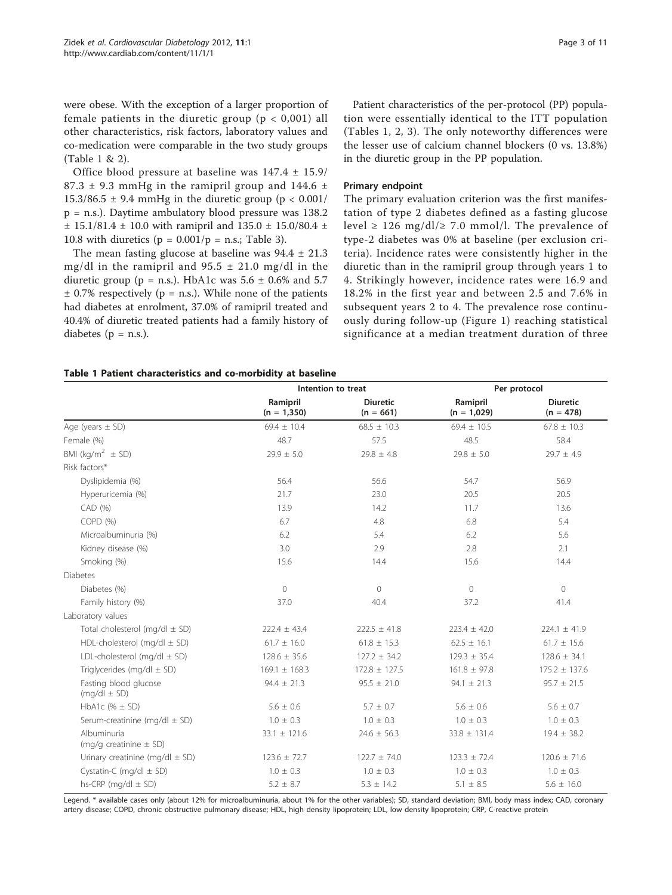were obese. With the exception of a larger proportion of female patients in the diuretic group ($p < 0,001$) all other characteristics, risk factors, laboratory values and co-medication were comparable in the two study groups (Table 1 & 2).

Office blood pressure at baseline was 147.4 ± 15.9/ 87.3 ± 9.3 mmHg in the ramipril group and 144.6 ± 15.3/86.5 ± 9.4 mmHg in the diuretic group ($p < 0.001$/ p = n.s.). Daytime ambulatory blood pressure was 138.2 ± 15.1/81.4 ± 10.0 with ramipril and 135.0 ± 15.0/80.4 ± 10.8 with diuretics ($p = 0.001$/p = n.s.; Table 3).

The mean fasting glucose at baseline was 94.4 ± 21.3 mg/dl in the ramipril and 95.5 ± 21.0 mg/dl in the diuretic group (p = n.s.). HbA1c was 5.6 ± 0.6% and 5.7 ± 0.7% respectively (p = n.s.). While none of the patients had diabetes at enrolment, 37.0% of ramipril treated and 40.4% of diuretic treated patients had a family history of diabetes (p = n.s.).

Patient characteristics of the per-protocol (PP) population were essentially identical to the ITT population (Tables 1, 2, 3). The only noteworthy differences were the lesser use of calcium channel blockers (0 vs. 13.8%) in the diuretic group in the PP population.

### Primary endpoint

The primary evaluation criterion was the first manifestation of type 2 diabetes defined as a fasting glucose level ≥ 126 mg/dl/≥ 7.0 mmol/l. The prevalence of type-2 diabetes was 0% at baseline (per exclusion criteria). Incidence rates were consistently higher in the diuretic than in the ramipril group through years 1 to 4. Strikingly however, incidence rates were 16.9 and 18.2% in the first year and between 2.5 and 7.6% in subsequent years 2 to 4. The prevalence rose continuously during follow-up (Figure 1) reaching statistical significance at a median treatment duration of three

**Table 1 Patient characteristics and co-morbidity at baseline**

| | Intention to treat | | Per protocol | |
|---|---|---|---|---|
| | Ramipril (n = 1,350) | Diuretic (n = 661) | Ramipril (n = 1,029) | Diuretic (n = 478) |
| Age (years ± SD) | 69.4 ± 10.4 | 68.5 ± 10.3 | 69.4 ± 10.5 | 67.8 ± 10.3 |
| Female (%) | 48.7 | 57.5 | 48.5 | 58.4 |
| BMI ($kg/m^2$ ± SD) | 29.9 ± 5.0 | 29.8 ± 4.8 | 29.8 ± 5.0 | 29.7 ± 4.9 |
| Risk factors* | | | | |
| Dyslipidemia (%) | 56.4 | 56.6 | 54.7 | 56.9 |
| Hyperuricemia (%) | 21.7 | 23.0 | 20.5 | 20.5 |
| CAD (%) | 13.9 | 14.2 | 11.7 | 13.6 |
| COPD (%) | 6.7 | 4.8 | 6.8 | 5.4 |
| Microalbuminuria (%) | 6.2 | 5.4 | 6.2 | 5.6 |
| Kidney disease (%) | 3.0 | 2.9 | 2.8 | 2.1 |
| Smoking (%) | 15.6 | 14.4 | 15.6 | 14.4 |
| Diabetes | | | | |
| Diabetes (%) | 0 | 0 | 0 | 0 |
| Family history (%) | 37.0 | 40.4 | 37.2 | 41.4 |
| Laboratory values | | | | |
| Total cholesterol (mg/dl ± SD) | 222.4 ± 43.4 | 222.5 ± 41.8 | 223.4 ± 42.0 | 224.1 ± 41.9 |
| HDL-cholesterol (mg/dl ± SD) | 61.7 ± 16.0 | 61.8 ± 15.3 | 62.5 ± 16.1 | 61.7 ± 15.6 |
| LDL-cholesterol (mg/dl ± SD) | 128.6 ± 35.6 | 127.2 ± 34.2 | 129.3 ± 35.4 | 128.6 ± 34.1 |
| Triglycerides (mg/dl ± SD) | 169.1 ± 168.3 | 172.8 ± 127.5 | 161.8 ± 97.8 | 175.2 ± 137.6 |
| Fasting blood glucose (mg/dl ± SD) | 94.4 ± 21.3 | 95.5 ± 21.0 | 94.1 ± 21.3 | 95.7 ± 21.5 |
| HbA1c (% ± SD) | 5.6 ± 0.6 | 5.7 ± 0.7 | 5.6 ± 0.6 | 5.6 ± 0.7 |
| Serum-creatinine (mg/dl ± SD) | 1.0 ± 0.3 | 1.0 ± 0.3 | 1.0 ± 0.3 | 1.0 ± 0.3 |
| Albuminuria (mg/g creatinine ± SD) | 33.1 ± 121.6 | 24.6 ± 56.3 | 33.8 ± 131.4 | 19.4 ± 38.2 |
| Urinary creatinine (mg/dl ± SD) | 123.6 ± 72.7 | 122.7 ± 74.0 | 123.3 ± 72.4 | 120.6 ± 71.6 |
| Cystatin-C (mg/dl ± SD) | 1.0 ± 0.3 | 1.0 ± 0.3 | 1.0 ± 0.3 | 1.0 ± 0.3 |
| hs-CRP (mg/dl ± SD) | 5.2 ± 8.7 | 5.3 ± 14.2 | 5.1 ± 8.5 | 5.6 ± 16.0 |

Legend. * available cases only (about 12% for microalbuminuria, about 1% for the other variables); SD, standard deviation; BMI, body mass index; CAD, coronary artery disease; COPD, chronic obstructive pulmonary disease; HDL, high density lipoprotein; LDL, low density lipoprotein; CRP, C-reactive protein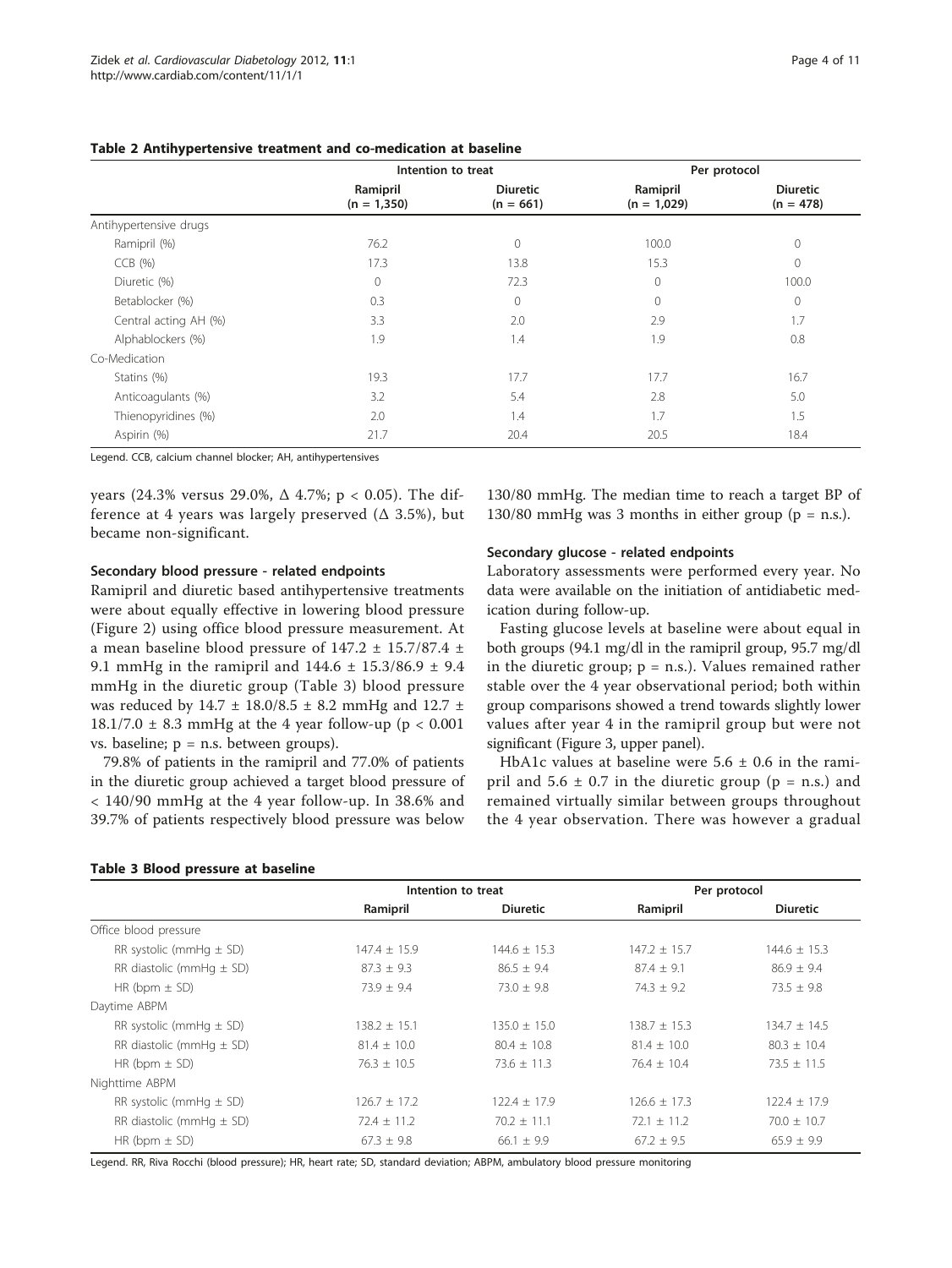**Table 2 Antihypertensive treatment and co-medication at baseline**

| | Intention to treat | | Per protocol | |
|---|---|---|---|---|
| | Ramipril (n = 1,350) | Diuretic (n = 661) | Ramipril (n = 1,029) | Diuretic (n = 478) |
| Antihypertensive drugs | | | | |
| Ramipril (%) | 76.2 | 0 | 100.0 | 0 |
| CCB (%) | 17.3 | 13.8 | 15.3 | 0 |
| Diuretic (%) | 0 | 72.3 | 0 | 100.0 |
| Betablocker (%) | 0.3 | 0 | 0 | 0 |
| Central acting AH (%) | 3.3 | 2.0 | 2.9 | 1.7 |
| Alphablockers (%) | 1.9 | 1.4 | 1.9 | 0.8 |
| Co-Medication | | | | |
| Statins (%) | 19.3 | 17.7 | 17.7 | 16.7 |
| Anticoagulants (%) | 3.2 | 5.4 | 2.8 | 5.0 |
| Thienopyridines (%) | 2.0 | 1.4 | 1.7 | 1.5 |
| Aspirin (%) | 21.7 | 20.4 | 20.5 | 18.4 |

Legend. CCB, calcium channel blocker; AH, antihypertensives

years (24.3% versus 29.0%, Δ 4.7%; $p < 0.05$). The difference at 4 years was largely preserved (Δ 3.5%), but became non-significant.

### Secondary blood pressure - related endpoints

Ramipril and diuretic based antihypertensive treatments were about equally effective in lowering blood pressure (Figure 2) using office blood pressure measurement. At a mean baseline blood pressure of 147.2 ± 15.7/87.4 ± 9.1 mmHg in the ramipril and 144.6 ± 15.3/86.9 ± 9.4 mmHg in the diuretic group (Table 3) blood pressure was reduced by 14.7 ± 18.0/8.5 ± 8.2 mmHg and 12.7 ± 18.1/7.0 ± 8.3 mmHg at the 4 year follow-up ($p < 0.001$ vs. baseline; p = n.s. between groups).

79.8% of patients in the ramipril and 77.0% of patients in the diuretic group achieved a target blood pressure of < 140/90 mmHg at the 4 year follow-up. In 38.6% and 39.7% of patients respectively blood pressure was below 130/80 mmHg. The median time to reach a target BP of 130/80 mmHg was 3 months in either group (p = n.s.).

### Secondary glucose - related endpoints

Laboratory assessments were performed every year. No data were available on the initiation of antidiabetic medication during follow-up.

Fasting glucose levels at baseline were about equal in both groups (94.1 mg/dl in the ramipril group, 95.7 mg/dl in the diuretic group; p = n.s.). Values remained rather stable over the 4 year observational period; both within group comparisons showed a trend towards slightly lower values after year 4 in the ramipril group but were not significant (Figure 3, upper panel).

HbA1c values at baseline were 5.6 ± 0.6 in the ramipril and 5.6 ± 0.7 in the diuretic group (p = n.s.) and remained virtually similar between groups throughout the 4 year observation. There was however a gradual

**Table 3 Blood pressure at baseline**

| | Intention to treat | | Per protocol | |
|---|---|---|---|---|
| | Ramipril | Diuretic | Ramipril | Diuretic |
| Office blood pressure | | | | |
| RR systolic (mmHg ± SD) | 147.4 ± 15.9 | 144.6 ± 15.3 | 147.2 ± 15.7 | 144.6 ± 15.3 |
| RR diastolic (mmHg ± SD) | 87.3 ± 9.3 | 86.5 ± 9.4 | 87.4 ± 9.1 | 86.9 ± 9.4 |
| HR (bpm ± SD) | 73.9 ± 9.4 | 73.0 ± 9.8 | 74.3 ± 9.2 | 73.5 ± 9.8 |
| Daytime ABPM | | | | |
| RR systolic (mmHg ± SD) | 138.2 ± 15.1 | 135.0 ± 15.0 | 138.7 ± 15.3 | 134.7 ± 14.5 |
| RR diastolic (mmHg ± SD) | 81.4 ± 10.0 | 80.4 ± 10.8 | 81.4 ± 10.0 | 80.3 ± 10.4 |
| HR (bpm ± SD) | 76.3 ± 10.5 | 73.6 ± 11.3 | 76.4 ± 10.4 | 73.5 ± 11.5 |
| Nighttime ABPM | | | | |
| RR systolic (mmHg ± SD) | 126.7 ± 17.2 | 122.4 ± 17.9 | 126.6 ± 17.3 | 122.4 ± 17.9 |
| RR diastolic (mmHg ± SD) | 72.4 ± 11.2 | 70.2 ± 11.1 | 72.1 ± 11.2 | 70.0 ± 10.7 |
| HR (bpm ± SD) | 67.3 ± 9.8 | 66.1 ± 9.9 | 67.2 ± 9.5 | 65.9 ± 9.9 |

Legend. RR, Riva Rocchi (blood pressure); HR, heart rate; SD, standard deviation; ABPM, ambulatory blood pressure monitoring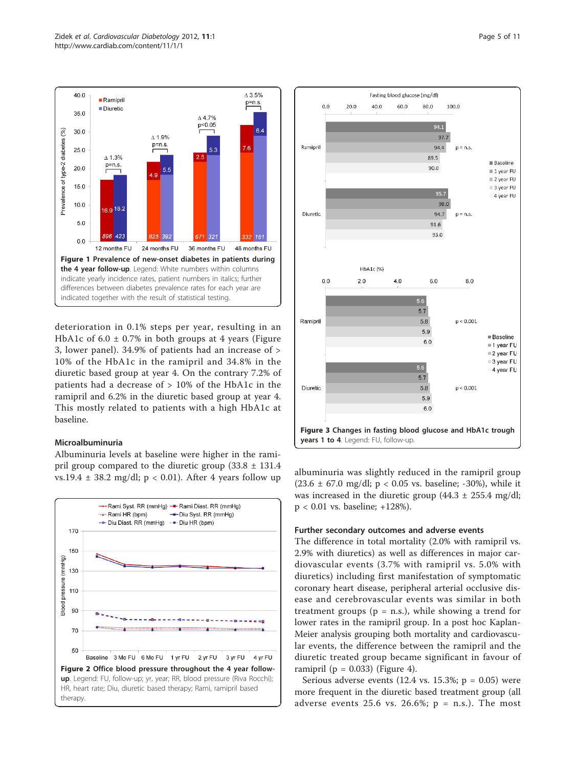**Figure 1 Prevalence of new-onset diabetes in patients during the 4 year follow-up**. Legend: White numbers within columns indicate yearly incidence rates, patient numbers in italics; further differences between diabetes prevalence rates for each year are indicated together with the result of statistical testing.

deterioration in 0.1% steps per year, resulting in an HbA1c of 6.0 ± 0.7% in both groups at 4 years (Figure 3, lower panel). 34.9% of patients had an increase of > 10% of the HbA1c in the ramipril and 34.8% in the diuretic based group at year 4. On the contrary 7.2% of patients had a decrease of > 10% of the HbA1c in the ramipril and 6.2% in the diuretic based group at year 4. This mostly related to patients with a high HbA1c at baseline.

### Microalbuminuria

Albuminuria levels at baseline were higher in the ramipril group compared to the diuretic group (33.8 ± 131.4 vs.19.4 ± 38.2 mg/dl; $p < 0.01$). After 4 years follow up albuminuria was slightly reduced in the ramipril group (23.6 ± 67.0 mg/dl; $p < 0.05$ vs. baseline; -30%), while it was increased in the diuretic group (44.3 ± 255.4 mg/dl; $p < 0.01$ vs. baseline; +128%).

**Figure 2 Office blood pressure throughout the 4 year follow-up**. Legend: FU, follow-up; yr, year; RR, blood pressure (Riva Rocchi); HR, heart rate; Diu, diuretic based therapy; Rami, ramipril based therapy.

**Figure 3 Changes in fasting blood glucose and HbA1c trough years 1 to 4**. Legend: FU, follow-up.

### Further secondary outcomes and adverse events

The difference in total mortality (2.0% with ramipril vs. 2.9% with diuretics) as well as differences in major cardiovascular events (3.7% with ramipril vs. 5.0% with diuretics) including first manifestation of symptomatic coronary heart disease, peripheral arterial occlusive disease and cerebrovascular events was similar in both treatment groups (p = n.s.), while showing a trend for lower rates in the ramipril group. In a post hoc Kaplan-Meier analysis grouping both mortality and cardiovascular events, the difference between the ramipril and the diuretic treated group became significant in favour of ramipril ($p = 0.033$) (Figure 4).

Serious adverse events (12.4 vs. 15.3%; $p = 0.05$) were more frequent in the diuretic based treatment group (all adverse events 25.6 vs. 26.6%; p = n.s.). The most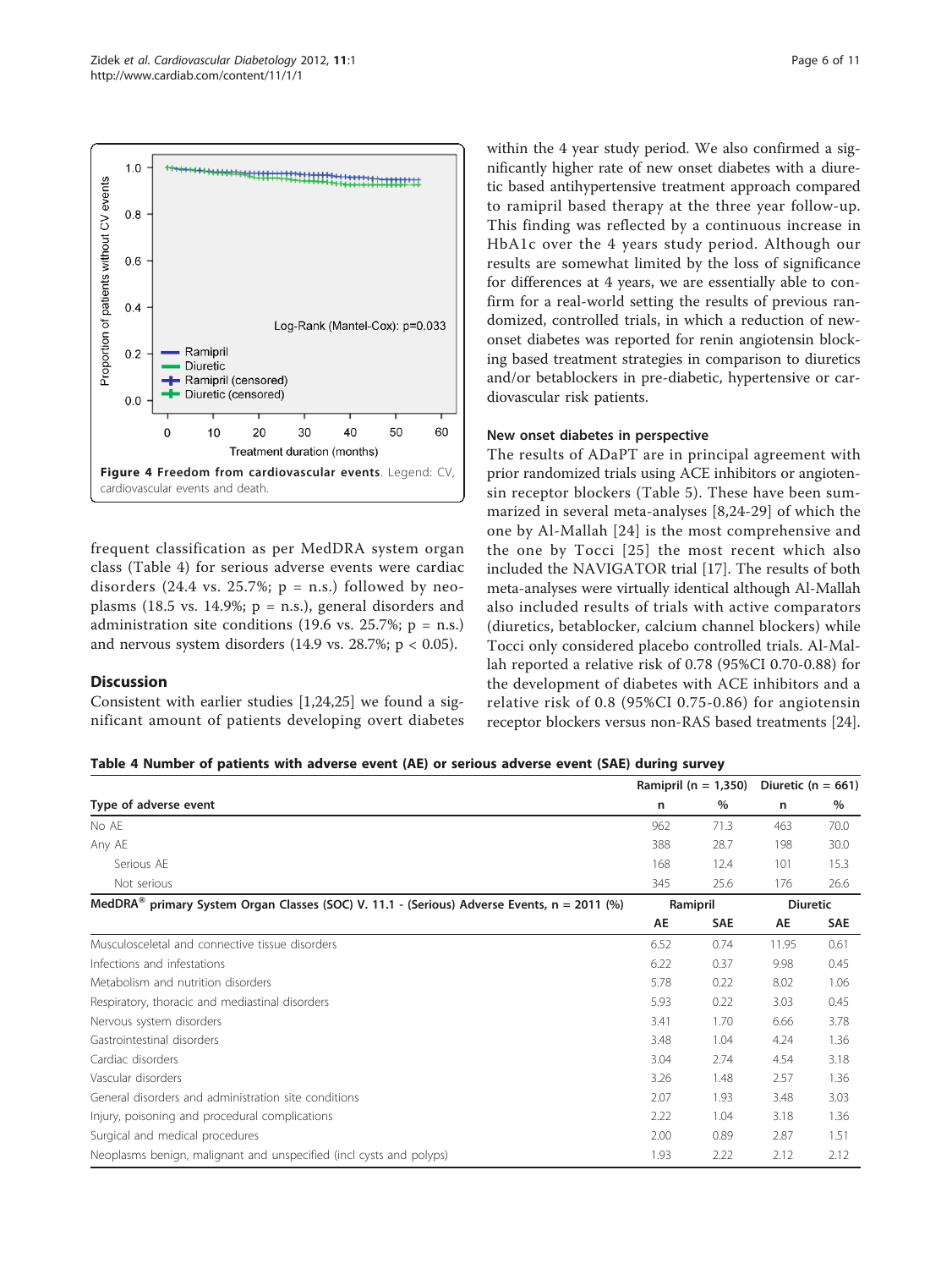Figure 4 Freedom from cardiovascular events. Legend: CV, cardiovascular events and death.

frequent classification as per MedDRA system organ class (Table 4) for serious adverse events were cardiac disorders (24.4 vs. 25.7%; p = n.s.) followed by neoplasms (18.5 vs. 14.9%; p = n.s.), general disorders and administration site conditions (19.6 vs. 25.7%; p = n.s.) and nervous system disorders (14.9 vs. 28.7%; $p < 0.05$).

## Discussion

Consistent with earlier studies [1,24,25] we found a significant amount of patients developing overt diabetes within the 4 year study period. We also confirmed a significantly higher rate of new onset diabetes with a diuretic based antihypertensive treatment approach compared to ramipril based therapy at the three year follow-up. This finding was reflected by a continuous increase in HbA1c over the 4 years study period. Although our results are somewhat limited by the loss of significance for differences at 4 years, we are essentially able to confirm for a real-world setting the results of previous randomized, controlled trials, in which a reduction of new-onset diabetes was reported for renin angiotensin blocking based treatment strategies in comparison to diuretics and/or betablockers in pre-diabetic, hypertensive or cardiovascular risk patients.

### New onset diabetes in perspective

The results of ADaPT are in principal agreement with prior randomized trials using ACE inhibitors or angiotensin receptor blockers (Table 5). These have been summarized in several meta-analyses [8,24-29] of which the one by Al-Mallah [24] is the most comprehensive and the one by Tocci [25] the most recent which also included the NAVIGATOR trial [17]. The results of both meta-analyses were virtually identical although Al-Mallah also included results of trials with active comparators (diuretics, betablocker, calcium channel blockers) while Tocci only considered placebo controlled trials. Al-Mallah reported a relative risk of 0.78 (95%CI 0.70-0.88) for the development of diabetes with ACE inhibitors and a relative risk of 0.8 (95%CI 0.75-0.86) for angiotensin receptor blockers versus non-RAS based treatments [24].

**Table 4 Number of patients with adverse event (AE) or serious adverse event (SAE) during survey**

| | Ramipril (n = 1,350) | | Diuretic (n = 661) | |
|---|---|---|---|---|
| Type of adverse event | n | % | n | % |
| No AE | 962 | 71.3 | 463 | 70.0 |
| Any AE | 388 | 28.7 | 198 | 30.0 |
| Serious AE | 168 | 12.4 | 101 | 15.3 |
| Not serious | 345 | 25.6 | 176 | 26.6 |
| MedDRA® primary System Organ Classes (SOC) V. 11.1 - (Serious) Adverse Events, n = 2011 (%) | Ramipril | | Diuretic | |
| | AE | SAE | AE | SAE |
| Musculosceletal and connective tissue disorders | 6.52 | 0.74 | 11.95 | 0.61 |
| Infections and infestations | 6.22 | 0.37 | 9.98 | 0.45 |
| Metabolism and nutrition disorders | 5.78 | 0.22 | 8.02 | 1.06 |
| Respiratory, thoracic and mediastinal disorders | 5.93 | 0.22 | 3.03 | 0.45 |
| Nervous system disorders | 3.41 | 1.70 | 6.66 | 3.78 |
| Gastrointestinal disorders | 3.48 | 1.04 | 4.24 | 1.36 |
| Cardiac disorders | 3.04 | 2.74 | 4.54 | 3.18 |
| Vascular disorders | 3.26 | 1.48 | 2.57 | 1.36 |
| General disorders and administration site conditions | 2.07 | 1.93 | 3.48 | 3.03 |
| Injury, poisoning and procedural complications | 2.22 | 1.04 | 3.18 | 1.36 |
| Surgical and medical procedures | 2.00 | 0.89 | 2.87 | 1.51 |
| Neoplasms benign, malignant and unspecified (incl cysts and polyps) | 1.93 | 2.22 | 2.12 | 2.12 |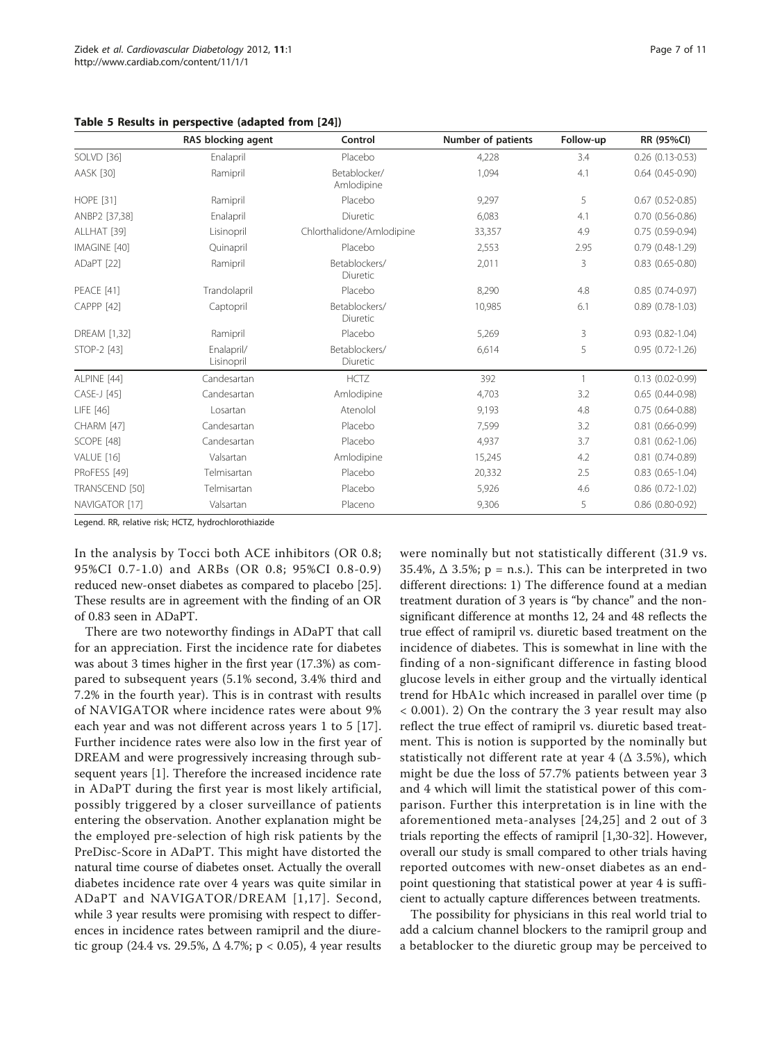**Table 5 Results in perspective (adapted from [24])**

| | RAS blocking agent | Control | Number of patients | Follow-up | RR (95%CI) |
|---|---|---|---|---|---|
| SOLVD [36] | Enalapril | Placebo | 4,228 | 3.4 | 0.26 (0.13-0.53) |
| AASK [30] | Ramipril | Betablocker/ Amlodipine | 1,094 | 4.1 | 0.64 (0.45-0.90) |
| HOPE [31] | Ramipril | Placebo | 9,297 | 5 | 0.67 (0.52-0.85) |
| ANBP2 [37,38] | Enalapril | Diuretic | 6,083 | 4.1 | 0.70 (0.56-0.86) |
| ALLHAT [39] | Lisinopril | Chlorthalidone/Amlodipine | 33,357 | 4.9 | 0.75 (0.59-0.94) |
| IMAGINE [40] | Quinapril | Placebo | 2,553 | 2.95 | 0.79 (0.48-1.29) |
| ADaPT [22] | Ramipril | Betablockers/ Diuretic | 2,011 | 3 | 0.83 (0.65-0.80) |
| PEACE [41] | Trandolapril | Placebo | 8,290 | 4.8 | 0.85 (0.74-0.97) |
| CAPPP [42] | Captopril | Betablockers/ Diuretic | 10,985 | 6.1 | 0.89 (0.78-1.03) |
| DREAM [1,32] | Ramipril | Placebo | 5,269 | 3 | 0.93 (0.82-1.04) |
| STOP-2 [43] | Enalapril/ Lisinopril | Betablockers/ Diuretic | 6,614 | 5 | 0.95 (0.72-1.26) |
| ALPINE [44] | Candesartan | HCTZ | 392 | 1 | 0.13 (0.02-0.99) |
| CASE-J [45] | Candesartan | Amlodipine | 4,703 | 3.2 | 0.65 (0.44-0.98) |
| LIFE [46] | Losartan | Atenolol | 9,193 | 4.8 | 0.75 (0.64-0.88) |
| CHARM [47] | Candesartan | Placebo | 7,599 | 3.2 | 0.81 (0.66-0.99) |
| SCOPE [48] | Candesartan | Placebo | 4,937 | 3.7 | 0.81 (0.62-1.06) |
| VALUE [16] | Valsartan | Amlodipine | 15,245 | 4.2 | 0.81 (0.74-0.89) |
| PRoFESS [49] | Telmisartan | Placebo | 20,332 | 2.5 | 0.83 (0.65-1.04) |
| TRANSCEND [50] | Telmisartan | Placebo | 5,926 | 4.6 | 0.86 (0.72-1.02) |
| NAVIGATOR [17] | Valsartan | Placeno | 9,306 | 5 | 0.86 (0.80-0.92) |

Legend. RR, relative risk; HCTZ, hydrochlorothiazide

In the analysis by Tocci both ACE inhibitors (OR 0.8; 95%CI 0.7-1.0) and ARBs (OR 0.8; 95%CI 0.8-0.9) reduced new-onset diabetes as compared to placebo [25]. These results are in agreement with the finding of an OR of 0.83 seen in ADaPT.

There are two noteworthy findings in ADaPT that call for an appreciation. First the incidence rate for diabetes was about 3 times higher in the first year (17.3%) as compared to subsequent years (5.1% second, 3.4% third and 7.2% in the fourth year). This is in contrast with results of NAVIGATOR where incidence rates were about 9% each year and was not different across years 1 to 5 [17]. Further incidence rates were also low in the first year of DREAM and were progressively increasing through subsequent years [1]. Therefore the increased incidence rate in ADaPT during the first year is most likely artificial, possibly triggered by a closer surveillance of patients entering the observation. Another explanation might be the employed pre-selection of high risk patients by the PreDisc-Score in ADaPT. This might have distorted the natural time course of diabetes onset. Actually the overall diabetes incidence rate over 4 years was quite similar in ADaPT and NAVIGATOR/DREAM [1,17]. Second, while 3 year results were promising with respect to differences in incidence rates between ramipril and the diuretic group (24.4 vs. 29.5%, $\Delta$ 4.7%; $p < 0.05$), 4 year results were nominally but not statistically different (31.9 vs. 35.4%, $\Delta$ 3.5%; p = n.s.). This can be interpreted in two different directions: 1) The difference found at a median treatment duration of 3 years is "by chance" and the non-significant difference at months 12, 24 and 48 reflects the true effect of ramipril vs. diuretic based treatment on the incidence of diabetes. This is somewhat in line with the finding of a non-significant difference in fasting blood glucose levels in either group and the virtually identical trend for HbA1c which increased in parallel over time ($p < 0.001$). 2) On the contrary the 3 year result may also reflect the true effect of ramipril vs. diuretic based treatment. This is notion is supported by the nominally but statistically not different rate at year 4 ($\Delta$ 3.5%), which might be due the loss of 57.7% patients between year 3 and 4 which will limit the statistical power of this comparison. Further this interpretation is in line with the aforementioned meta-analyses [24,25] and 2 out of 3 trials reporting the effects of ramipril [1,30-32]. However, overall our study is small compared to other trials having reported outcomes with new-onset diabetes as an endpoint questioning that statistical power at year 4 is sufficient to actually capture differences between treatments.

The possibility for physicians in this real world trial to add a calcium channel blockers to the ramipril group and a betablocker to the diuretic group may be perceived to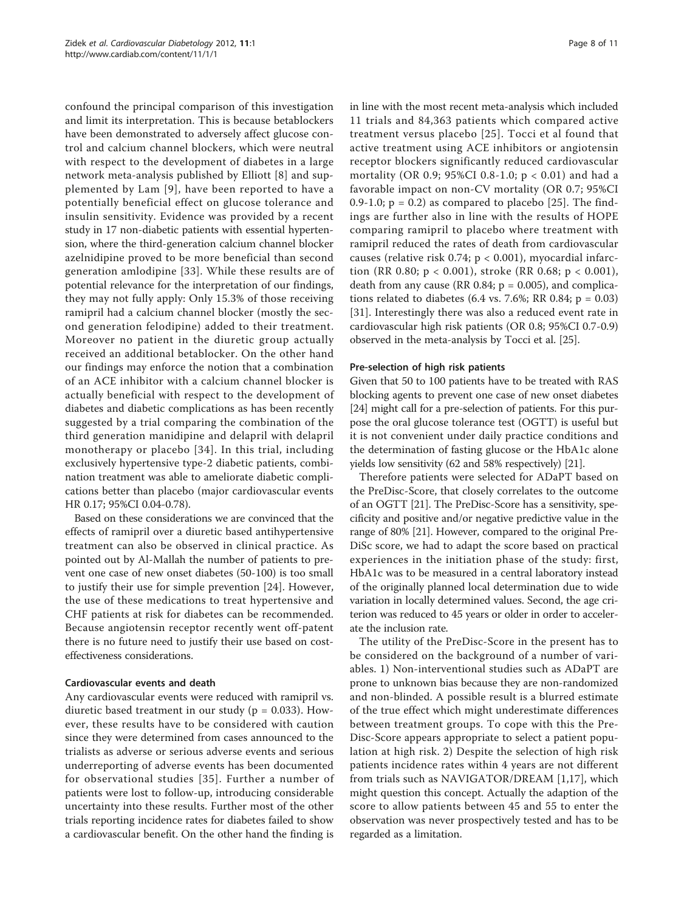confound the principal comparison of this investigation and limit its interpretation. This is because betablockers have been demonstrated to adversely affect glucose control and calcium channel blockers, which were neutral with respect to the development of diabetes in a large network meta-analysis published by Elliott [8] and supplemented by Lam [9], have been reported to have a potentially beneficial effect on glucose tolerance and insulin sensitivity. Evidence was provided by a recent study in 17 non-diabetic patients with essential hypertension, where the third-generation calcium channel blocker azelnidipine proved to be more beneficial than second generation amlodipine [33]. While these results are of potential relevance for the interpretation of our findings, they may not fully apply: Only 15.3% of those receiving ramipril had a calcium channel blocker (mostly the second generation felodipine) added to their treatment. Moreover no patient in the diuretic group actually received an additional betablocker. On the other hand our findings may enforce the notion that a combination of an ACE inhibitor with a calcium channel blocker is actually beneficial with respect to the development of diabetes and diabetic complications as has been recently suggested by a trial comparing the combination of the third generation manidipine and delapril with delapril monotherapy or placebo [34]. In this trial, including exclusively hypertensive type-2 diabetic patients, combination treatment was able to ameliorate diabetic complications better than placebo (major cardiovascular events HR 0.17; 95%CI 0.04-0.78).

Based on these considerations we are convinced that the effects of ramipril over a diuretic based antihypertensive treatment can also be observed in clinical practice. As pointed out by Al-Mallah the number of patients to prevent one case of new onset diabetes (50-100) is too small to justify their use for simple prevention [24]. However, the use of these medications to treat hypertensive and CHF patients at risk for diabetes can be recommended. Because angiotensin receptor recently went off-patent there is no future need to justify their use based on cost-effectiveness considerations.

#### Cardiovascular events and death

Any cardiovascular events were reduced with ramipril vs. diuretic based treatment in our study ($p = 0.033$). However, these results have to be considered with caution since they were determined from cases announced to the trialists as adverse or serious adverse events and serious underreporting of adverse events has been documented for observational studies [35]. Further a number of patients were lost to follow-up, introducing considerable uncertainty into these results. Further most of the other trials reporting incidence rates for diabetes failed to show a cardiovascular benefit. On the other hand the finding is in line with the most recent meta-analysis which included 11 trials and 84,363 patients which compared active treatment versus placebo [25]. Tocci et al found that active treatment using ACE inhibitors or angiotensin receptor blockers significantly reduced cardiovascular mortality (OR 0.9; 95%CI 0.8-1.0; $p < 0.01$) and had a favorable impact on non-CV mortality (OR 0.7; 95%CI 0.9-1.0; $p = 0.2$) as compared to placebo [25]. The findings are further also in line with the results of HOPE comparing ramipril to placebo where treatment with ramipril reduced the rates of death from cardiovascular causes (relative risk 0.74; $p < 0.001$), myocardial infarction (RR 0.80; $p < 0.001$), stroke (RR 0.68; $p < 0.001$), death from any cause (RR 0.84; $p = 0.005$), and complications related to diabetes (6.4 vs. 7.6%; RR 0.84; $p = 0.03$) [31]. Interestingly there was also a reduced event rate in cardiovascular high risk patients (OR 0.8; 95%CI 0.7-0.9) observed in the meta-analysis by Tocci et al. [25].

#### Pre-selection of high risk patients

Given that 50 to 100 patients have to be treated with RAS blocking agents to prevent one case of new onset diabetes [24] might call for a pre-selection of patients. For this purpose the oral glucose tolerance test (OGTT) is useful but it is not convenient under daily practice conditions and the determination of fasting glucose or the HbA1c alone yields low sensitivity (62 and 58% respectively) [21].

Therefore patients were selected for ADaPT based on the PreDisc-Score, that closely correlates to the outcome of an OGTT [21]. The PreDisc-Score has a sensitivity, specificity and positive and/or negative predictive value in the range of 80% [21]. However, compared to the original PreDiSc score, we had to adapt the score based on practical experiences in the initiation phase of the study: first, HbA1c was to be measured in a central laboratory instead of the originally planned local determination due to wide variation in locally determined values. Second, the age criterion was reduced to 45 years or older in order to accelerate the inclusion rate.

The utility of the PreDisc-Score in the present has to be considered on the background of a number of variables. 1) Non-interventional studies such as ADaPT are prone to unknown bias because they are non-randomized and non-blinded. A possible result is a blurred estimate of the true effect which might underestimate differences between treatment groups. To cope with this the PreDisc-Score appears appropriate to select a patient population at high risk. 2) Despite the selection of high risk patients incidence rates within 4 years are not different from trials such as NAVIGATOR/DREAM [1,17], which might question this concept. Actually the adaption of the score to allow patients between 45 and 55 to enter the observation was never prospectively tested and has to be regarded as a limitation.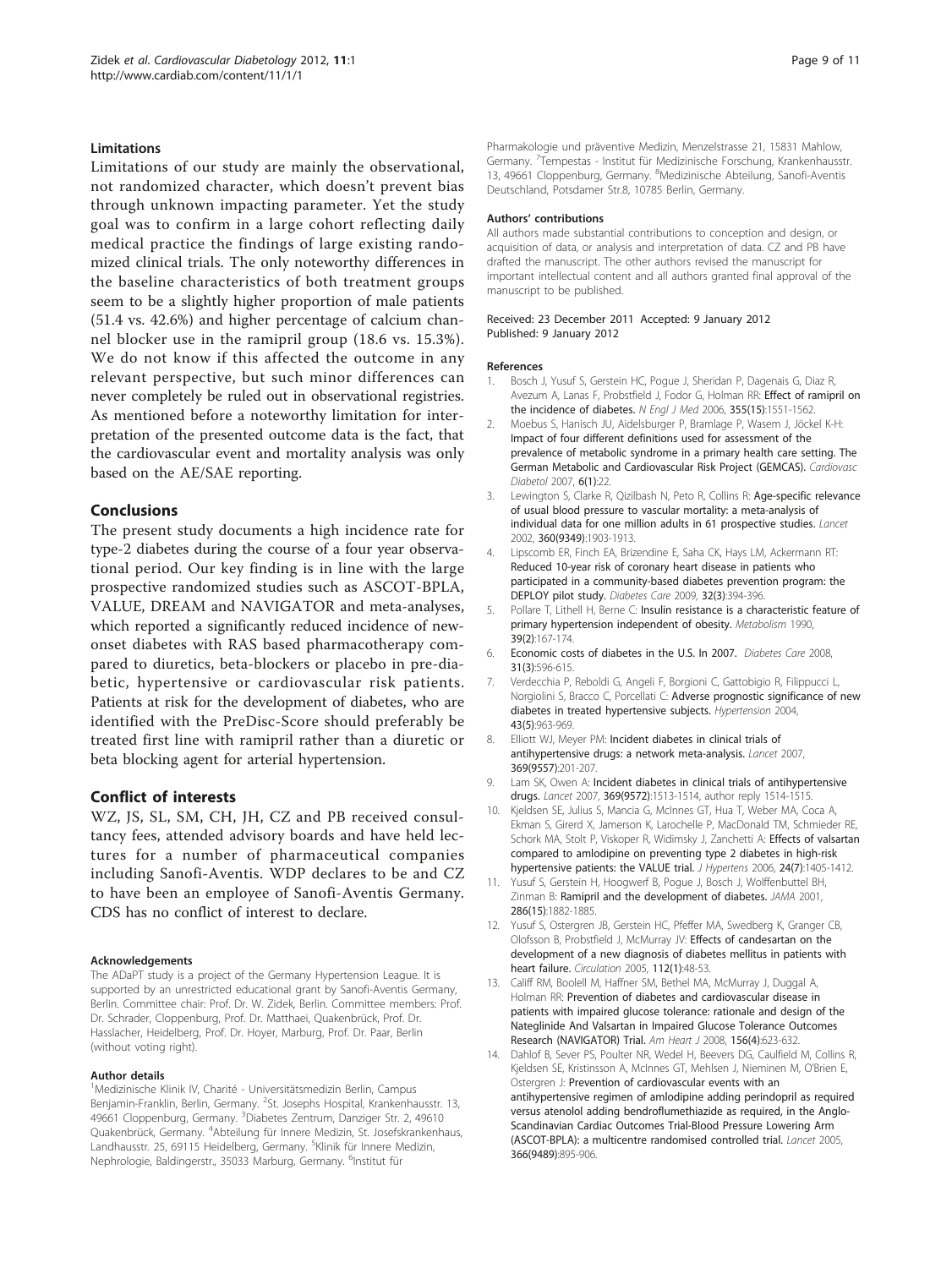### Limitations

Limitations of our study are mainly the observational, not randomized character, which doesn't prevent bias through unknown impacting parameter. Yet the study goal was to confirm in a large cohort reflecting daily medical practice the findings of large existing randomized clinical trials. The only noteworthy differences in the baseline characteristics of both treatment groups seem to be a slightly higher proportion of male patients (51.4 vs. 42.6%) and higher percentage of calcium channel blocker use in the ramipril group (18.6 vs. 15.3%). We do not know if this affected the outcome in any relevant perspective, but such minor differences can never completely be ruled out in observational registries. As mentioned before a noteworthy limitation for interpretation of the presented outcome data is the fact, that the cardiovascular event and mortality analysis was only based on the AE/SAE reporting.

## Conclusions

The present study documents a high incidence rate for type-2 diabetes during the course of a four year observational period. Our key finding is in line with the large prospective randomized studies such as ASCOT-BPLA, VALUE, DREAM and NAVIGATOR and meta-analyses, which reported a significantly reduced incidence of new-onset diabetes with RAS based pharmacotherapy compared to diuretics, beta-blockers or placebo in pre-diabetic, hypertensive or cardiovascular risk patients. Patients at risk for the development of diabetes, who are identified with the PreDisc-Score should preferably be treated first line with ramipril rather than a diuretic or beta blocking agent for arterial hypertension.

## Conflict of interests

WZ, JS, SL, SM, CH, JH, CZ and PB received consultancy fees, attended advisory boards and have held lectures for a number of pharmaceutical companies including Sanofi-Aventis. WDP declares to be and CZ to have been an employee of Sanofi-Aventis Germany. CDS has no conflict of interest to declare.

#### Acknowledgements

The ADaPT study is a project of the Germany Hypertension League. It is supported by an unrestricted educational grant by Sanofi-Aventis Germany, Berlin. Committee chair: Prof. Dr. W. Zidek, Berlin. Committee members: Prof. Dr. Schrader, Cloppenburg, Prof. Dr. Matthaei, Quakenbrück, Prof. Dr. Hasslacher, Heidelberg, Prof. Dr. Hoyer, Marburg, Prof. Dr. Paar, Berlin (without voting right).

#### Author details

[1]Medizinische Klinik IV, Charité - Universitätsmedizin Berlin, Campus Benjamin-Franklin, Berlin, Germany. [2]St. Josephs Hospital, Krankenhausstr. 13, 49661 Cloppenburg, Germany. [3]Diabetes Zentrum, Danziger Str. 2, 49610 Quakenbrück, Germany. [4]Abteilung für Innere Medizin, St. Josefskrankenhaus, Landhausstr. 25, 69115 Heidelberg, Germany. [5]Klinik für Innere Medizin, Nephrologie, Baldingerstr., 35033 Marburg, Germany. [6]Institut für Pharmakologie und präventive Medizin, Menzelstrasse 21, 15831 Mahlow, Germany. [7]Tempestas - Institut für Medizinische Forschung, Krankenhausstr. 13, 49661 Cloppenburg, Germany. [8]Medizinische Abteilung, Sanofi-Aventis Deutschland, Potsdamer Str.8, 10785 Berlin, Germany.

#### Authors' contributions

All authors made substantial contributions to conception and design, or acquisition of data, or analysis and interpretation of data. CZ and PB have drafted the manuscript. The other authors revised the manuscript for important intellectual content and all authors granted final approval of the manuscript to be published.

Received: 23 December 2011 Accepted: 9 January 2012
Published: 9 January 2012

#### References

1. Bosch J, Yusuf S, Gerstein HC, Pogue J, Sheridan P, Dagenais G, Diaz R, Avezum A, Lanas F, Probstfield J, Fodor G, Holman RR: **Effect of ramipril on the incidence of diabetes.** *N Engl J Med* 2006, **355(15)**:1551-1562.
2. Moebus S, Hanisch JU, Aidelsburger P, Bramlage P, Wasem J, Jöckel K-H: **Impact of four different definitions used for assessment of the prevalence of metabolic syndrome in a primary health care setting. The German Metabolic and Cardiovascular Risk Project (GEMCAS).** *Cardiovasc Diabetol* 2007, **6(1)**:22.
3. Lewington S, Clarke R, Qizilbash N, Peto R, Collins R: **Age-specific relevance of usual blood pressure to vascular mortality: a meta-analysis of individual data for one million adults in 61 prospective studies.** *Lancet* 2002, **360(9349)**:1903-1913.
4. Lipscomb ER, Finch EA, Brizendine E, Saha CK, Hays LM, Ackermann RT: **Reduced 10-year risk of coronary heart disease in patients who participated in a community-based diabetes prevention program: the DEPLOY pilot study.** *Diabetes Care* 2009, **32(3)**:394-396.
5. Pollare T, Lithell H, Berne C: **Insulin resistance is a characteristic feature of primary hypertension independent of obesity.** *Metabolism* 1990, **39(2)**:167-174.
6. **Economic costs of diabetes in the U.S. In 2007.** *Diabetes Care* 2008, **31(3)**:596-615.
7. Verdecchia P, Reboldi G, Angeli F, Borgioni C, Gattobigio R, Filippucci L, Norgiolini S, Bracco C, Porcellati C: **Adverse prognostic significance of new diabetes in treated hypertensive subjects.** *Hypertension* 2004, **43(5)**:963-969.
8. Elliott WJ, Meyer PM: **Incident diabetes in clinical trials of antihypertensive drugs: a network meta-analysis.** *Lancet* 2007, **369(9557)**:201-207.
9. Lam SK, Owen A: **Incident diabetes in clinical trials of antihypertensive drugs.** *Lancet* 2007, **369(9572)**:1513-1514, author reply 1514-1515.
10. Kjeldsen SE, Julius S, Mancia G, McInnes GT, Hua T, Weber MA, Coca A, Ekman S, Girerd X, Jamerson K, Larochelle P, MacDonald TM, Schmieder RE, Schork MA, Stolt P, Viskoper R, Widimsky J, Zanchetti A: **Effects of valsartan compared to amlodipine on preventing type 2 diabetes in high-risk hypertensive patients: the VALUE trial.** *J Hypertens* 2006, **24(7)**:1405-1412.
11. Yusuf S, Gerstein H, Hoogwerf B, Pogue J, Bosch J, Wolffenbuttel BH, Zinman B: **Ramipril and the development of diabetes.** *JAMA* 2001, **286(15)**:1882-1885.
12. Yusuf S, Ostergren JB, Gerstein HC, Pfeffer MA, Swedberg K, Granger CB, Olofsson B, Probstfield J, McMurray JV: **Effects of candesartan on the development of a new diagnosis of diabetes mellitus in patients with heart failure.** *Circulation* 2005, **112(1)**:48-53.
13. Califf RM, Boolell M, Haffner SM, Bethel MA, McMurray J, Duggal A, Holman RR: **Prevention of diabetes and cardiovascular disease in patients with impaired glucose tolerance: rationale and design of the Nateglinide And Valsartan in Impaired Glucose Tolerance Outcomes Research (NAVIGATOR) Trial.** *Am Heart J* 2008, **156(4)**:623-632.
14. Dahlof B, Sever PS, Poulter NR, Wedel H, Beevers DG, Caulfield M, Collins R, Kjeldsen SE, Kristinsson A, McInnes GT, Mehlsen J, Nieminen M, O'Brien E, Ostergren J: **Prevention of cardiovascular events with an antihypertensive regimen of amlodipine adding perindopril as required versus atenolol adding bendroflumethiazide as required, in the Anglo-Scandinavian Cardiac Outcomes Trial-Blood Pressure Lowering Arm (ASCOT-BPLA): a multicentre randomised controlled trial.** *Lancet* 2005, **366(9489)**:895-906.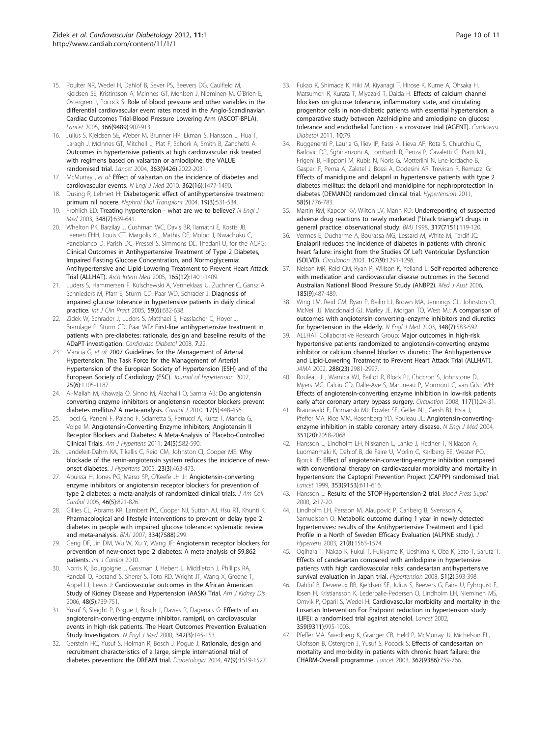15. Poulter NR, Wedel H, Dahlof B, Sever PS, Beevers DG, Caulfield M, Kjeldsen SE, Kristinsson A, McInnes GT, Mehlsen J, Nieminen M, O'Brien E, Ostergren J, Pocock S: Role of blood pressure and other variables in the differential cardiovascular event rates noted in the Anglo-Scandinavian Cardiac Outcomes Trial-Blood Pressure Lowering Arm (ASCOT-BPLA). *Lancet* 2005, 366(9489):907-913.
16. Julius S, Kjeldsen SE, Weber M, Brunner HR, Ekman S, Hansson L, Hua T, Laragh J, McInnes GT, Mitchell L, Plat F, Schork A, Smith B, Zanchetti A: Outcomes in hypertensive patients at high cardiovascular risk treated with regimens based on valsartan or amlodipine: the VALUE randomised trial. *Lancet* 2004, 363(9426):2022-2031.
17. McMurray , *et al*: Effect of valsartan on the incidence of diabetes and cardiovascular events. *N Engl J Med* 2010, 362(16):1477-1490.
18. Dusing R, Lehnert H: Diabetogenic effect of antihypertensive treatment: primum nil nocere. *Nephrol Dial Transplant* 2004, 19(3):531-534.
19. Frohlich ED: Treating hypertension - what are we to believe? *N Engl J Med* 2003, 348(7):639-641.
20. Whelton PK, Barzilay J, Cushman WC, Davis BR, Iiamathi E, Kostis JB, Leenen FHH, Louis GT, Margolis KL, Mathis DE, Moloo J, Nwachuku C, Panebianco D, Parish DC, Pressel S, Simmons DL, Thadani U, for the ACRG: Clinical Outcomes in Antihypertensive Treatment of Type 2 Diabetes, Impaired Fasting Glucose Concentration, and Normoglycemia: Antihypertensive and Lipid-Lowering Treatment to Prevent Heart Attack Trial (ALLHAT). *Arch Intern Med* 2005, 165(12):1401-1409.
21. Luders S, Hammersen F, Kulschewski A, Venneklaas U, Zuchner C, Gansz A, Schnieders M, Pfarr E, Sturm CD, Paar WD, Schrader J: Diagnosis of impaired glucose tolerance in hypertensive patients in daily clinical practice. *Int J Clin Pract* 2005, 59(6):632-638.
22. Zidek W, Schrader J, Luders S, Matthaei S, Hasslacher C, Hoyer J, Bramlage P, Sturm CD, Paar WD: First-line antihypertensive treatment in patients with pre-diabetes: rationale, design and baseline results of the ADaPT investigation. *Cardiovasc Diabetol* 2008, 7:22.
23. Mancia G, *et al*: 2007 Guidelines for the Management of Arterial Hypertension: The Task Force for the Management of Arterial Hypertension of the European Society of Hypertension (ESH) and of the European Society of Cardiology (ESC). *Journal of hypertension* 2007, 25(6):1105-1187.
24. Al-Mallah M, Khawaja O, Sinno M, Alzohaili O, Samra AB: Do angiotensin converting enzyme inhibitors or angiotensin receptor blockers prevent diabetes mellitus? A meta-analysis. *Cardiol J* 2010, 17(5):448-456.
25. Tocci G, Paneni F, Palano F, Sciarretta S, Ferrucci A, Kurtz T, Mancia G, Volpe M: Angiotensin-Converting Enzyme Inhibitors, Angiotensin II Receptor Blockers and Diabetes: A Meta-Analysis of Placebo-Controlled Clinical Trials. *Am J Hypertens* 2011, 24(5):582-590.
26. Jandeleit-Dahm KA, Tikellis C, Reid CM, Johnston CI, Cooper ME: Why blockade of the renin-angiotensin system reduces the incidence of new-onset diabetes. *J Hypertens* 2005, 23(3):463-473.
27. Abuissa H, Jones PG, Marso SP, O'Keefe JH Jr: Angiotensin-converting enzyme inhibitors or angiotensin receptor blockers for prevention of type 2 diabetes: a meta-analysis of randomized clinical trials. *J Am Coll Cardiol* 2005, 46(5):821-826.
28. Gillies CL, Abrams KR, Lambert PC, Cooper NJ, Sutton AJ, Hsu RT, Khunti K: Pharmacological and lifestyle interventions to prevent or delay type 2 diabetes in people with impaired glucose tolerance: systematic review and meta-analysis. *BMJ* 2007, 334(7588):299.
29. Geng DF, Jin DM, Wu W, Xu Y, Wang JF: Angiotensin receptor blockers for prevention of new-onset type 2 diabetes: A meta-analysis of 59,862 patients. *Int J Cardiol* 2010.
30. Norris K, Bourgoigne J, Gassman J, Hebert L, Middleton J, Phillips RA, Randall O, Rostand S, Sherer S, Toto RD, Wright JT, Wang X, Greene T, Appel LJ, Lewis J: Cardiovascular outcomes in the African American Study of Kidney Disease and Hypertension (AASK) Trial. *Am J Kidney Dis* 2006, 48(5):739-751.
31. Yusuf S, Sleight P, Pogue J, Bosch J, Davies R, Dagenais G: Effects of an angiotensin-converting-enzyme inhibitor, ramipril, on cardiovascular events in high-risk patients. The Heart Outcomes Prevention Evaluation Study Investigators. *N Engl J Med* 2000, 342(3):145-153.
32. Gerstein HC, Yusuf S, Holman R, Bosch J, Pogue J: Rationale, design and recruitment characteristics of a large, simple international trial of diabetes prevention: the DREAM trial. *Diabetologia* 2004, 47(9):1519-1527.
33. Fukao K, Shimada K, Hiki M, Kiyanagi T, Hirose K, Kume A, Ohsaka H, Matsumori R, Kurata T, Miyazaki T, Daida H: Effects of calcium channel blockers on glucose tolerance, inflammatory state, and circulating progenitor cells in non-diabetic patients with essential hypertension: a comparative study between Azelnidipine and amlodipine on glucose tolerance and endothelial function - a crossover trial (AGENT). *Cardiovasc Diabetol* 2011, 10:79.
34. Ruggenenti P, Lauria G, Iliev IP, Fassi A, Ilieva AP, Rota S, Chiurchiu C, Barlovic DP, Sghirlanzoni A, Lombardi R, Penza P, Cavaletti G, Piatti ML, Frigeni B, Filippini M, Rubis N, Noris G, Motterlini N, Ene-Iordache B, Gaspari F, Perna A, Zaletel J, Bossi A, Dodesini AR, Trevisan R, Remuzzi G: Effects of manidipine and delapril in hypertensive patients with type 2 diabetes mellitus: the delapril and manidipine for nephroprotection in diabetes (DEMAND) randomized clinical trial. *Hypertension* 2011, 58(5):776-783.
35. Martin RM, Kapoor KV, Wilton LV, Mann RD: Underreporting of suspected adverse drug reactions to newly marketed ("black triangle") drugs in general practice: observational study. *BMJ* 1998, 317(7151):119-120.
36. Vermes E, Ducharme A, Bourassa MG, Lessard M, White M, Tardif JC: Enalapril reduces the incidence of diabetes in patients with chronic heart failure: insight from the Studies Of Left Ventricular Dysfunction (SOLVD). *Circulation* 2003, 107(9):1291-1296.
37. Nelson MR, Reid CM, Ryan P, Willson K, Yelland L: Self-reported adherence with medication and cardiovascular disease outcomes in the Second Australian National Blood Pressure Study (ANBP2). *Med J Aust* 2006, 185(9):487-489.
38. Wing LM, Reid CM, Ryan P, Beilin LJ, Brown MA, Jennings GL, Johnston CI, McNeil JJ, Macdonald GJ, Marley JE, Morgan TO, West MJ: A comparison of outcomes with angiotensin-converting–enzyme inhibitors and diuretics for hypertension in the elderly. *N Engl J Med* 2003, 348(7):583-592.
39. ALLHAT Collaborative Research Group: Major outcomes in high-risk hypertensive patients randomized to angiotensin-converting enzyme inhibitor or calcium channel blocker vs diuretic: The Antihypertensive and Lipid-Lowering Treatment to Prevent Heart Attack Trial (ALLHAT). *JAMA* 2002, 288(23):2981-2997.
40. Rouleau JL, Warnica WJ, Baillot R, Block PJ, Chocron S, Johnstone D, Myers MG, Calciu CD, Dalle-Ave S, Martineau P, Mormont C, van Gilst WH: Effects of angiotensin-converting enzyme inhibition in low-risk patients early after coronary artery bypass surgery. *Circulation* 2008, 117(1):24-31.
41. Braunwald E, Domanski MJ, Fowler SE, Geller NL, Gersh BJ, Hsia J, Pfeffer MA, Rice MM, Rosenberg YD, Rouleau JL: Angiotensin-converting-enzyme inhibition in stable coronary artery disease. *N Engl J Med* 2004, 351(20):2058-2068.
42. Hansson L, Lindholm LH, Niskanen L, Lanke J, Hedner T, Niklason A, Luomanmaki K, Dahlof B, de Faire U, Morlin C, Karlberg BE, Wester PO, Bjorck JE: Effect of angiotensin-converting-enzyme inhibition compared with conventional therapy on cardiovascular morbidity and mortality in hypertension: the Captopril Prevention Project (CAPPP) randomised trial. *Lancet* 1999, 353(9153):611-616.
43. Hansson L: Results of the STOP-Hypertension-2 trial. *Blood Press Suppl* 2000, 2:17-20.
44. Lindholm LH, Persson M, Alaupovic P, Carlberg B, Svensson A, Samuelsson O: Metabolic outcome during 1 year in newly detected hypertensives: results of the Antihypertensive Treatment and Lipid Profile in a North of Sweden Efficacy Evaluation (ALPINE study). *J Hypertens* 2003, 21(8):1563-1574.
45. Ogihara T, Nakao K, Fukui T, Fukiyama K, Ueshima K, Oba K, Sato T, Saruta T: Effects of candesartan compared with amlodipine in hypertensive patients with high cardiovascular risks: candesartan antihypertensive survival evaluation in Japan trial. *Hypertension* 2008, 51(2):393-398.
46. Dahlof B, Devereux RB, Kjeldsen SE, Julius S, Beevers G, Faire U, Fyhrquist F, Ibsen H, Kristiansson K, Lederballe-Pedersen O, Lindholm LH, Nieminen MS, Omvik P, Oparil S, Wedel H: Cardiovascular morbidity and mortality in the Losartan Intervention For Endpoint reduction in hypertension study (LIFE): a randomised trial against atenolol. *Lancet* 2002, 359(9311):995-1003.
47. Pfeffer MA, Swedberg K, Granger CB, Held P, McMurray JJ, Michelson EL, Olofsson B, Ostergren J, Yusuf S, Pocock S: Effects of candesartan on mortality and morbidity in patients with chronic heart failure: the CHARM-Overall programme. *Lancet* 2003, 362(9386):759-766.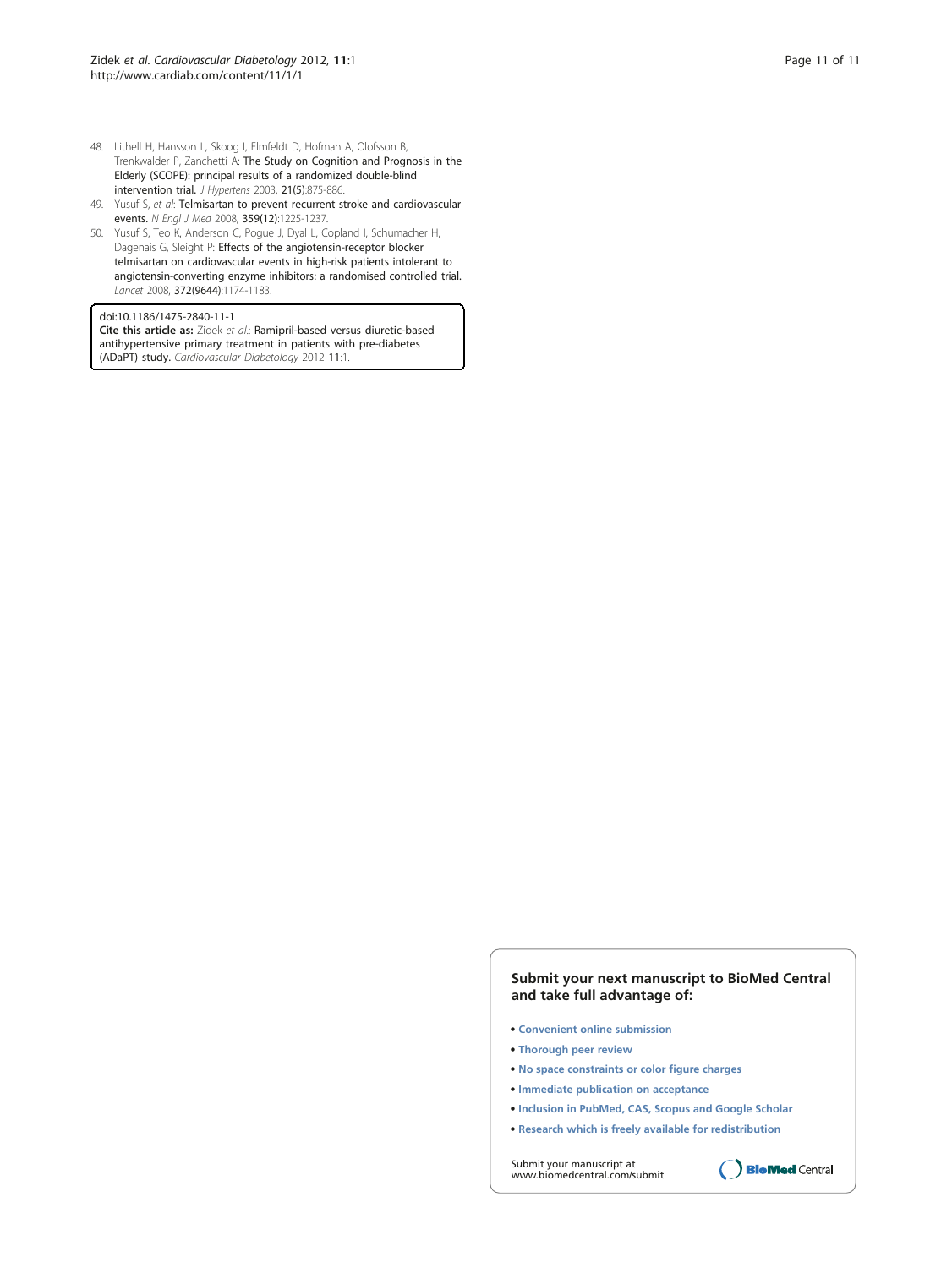48. Lithell H, Hansson L, Skoog I, Elmfeldt D, Hofman A, Olofsson B, Trenkwalder P, Zanchetti A: The Study on Cognition and Prognosis in the Elderly (SCOPE): principal results of a randomized double-blind intervention trial. *J Hypertens* 2003, **21(5)**:875-886.
49. Yusuf S, *et al*: Telmisartan to prevent recurrent stroke and cardiovascular events. *N Engl J Med* 2008, **359(12)**:1225-1237.
50. Yusuf S, Teo K, Anderson C, Pogue J, Dyal L, Copland I, Schumacher H, Dagenais G, Sleight P: Effects of the angiotensin-receptor blocker telmisartan on cardiovascular events in high-risk patients intolerant to angiotensin-converting enzyme inhibitors: a randomised controlled trial. *Lancet* 2008, **372(9644)**:1174-1183.

doi:10.1186/1475-2840-11-1
**Cite this article as:** Zidek *et al.*: Ramipril-based versus diuretic-based antihypertensive primary treatment in patients with pre-diabetes (ADaPT) study. *Cardiovascular Diabetology* 2012 **11**:1.

**Submit your next manuscript to BioMed Central and take full advantage of:**

- **Convenient online submission**
- **Thorough peer review**
- **No space constraints or color figure charges**
- **Immediate publication on acceptance**
- **Inclusion in PubMed, CAS, Scopus and Google Scholar**
- **Research which is freely available for redistribution**

Submit your manuscript at
www.biomedcentral.com/submit

BioMed Central